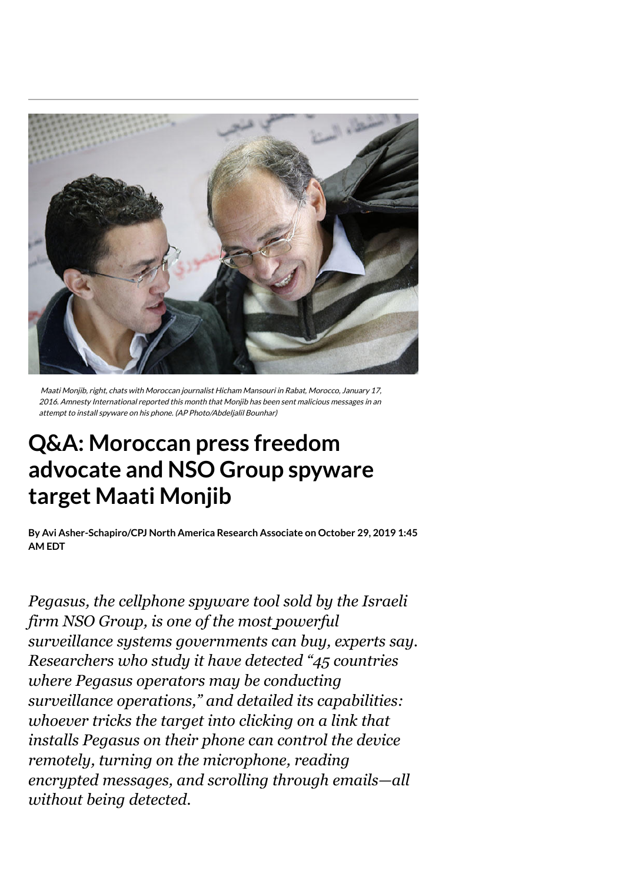Maati Monjib, right, chats with Moroccan journalist Hicham Mansouri in Rabat, Morocco, January 17, 2016. Amnesty International reported this month that Monjib has been sent malicious messages in an attempt to install spyware on his phone. (AP Photo/Abdeljalil Bounhar)

# Q&A: Moroccan press freedom advocate and NSO Group spyware target Maati Monjib

**By Avi Asher-Schapiro/CPJ North America Research Associate on October 29, 2019 1:45 AM EDT**

*Pegasus, the cellphone spyware tool sold by the Israeli firm NSO Group, is one of the most powerful surveillance systems governments can buy, experts say. Researchers who study it have detected "45 countries where Pegasus operators may be conducting surveillance operations," and detailed its capabilities: whoever tricks the target into clicking on a link that installs Pegasus on their phone can control the device remotely, turning on the microphone, reading encrypted messages, and scrolling through emails—all without being detected.*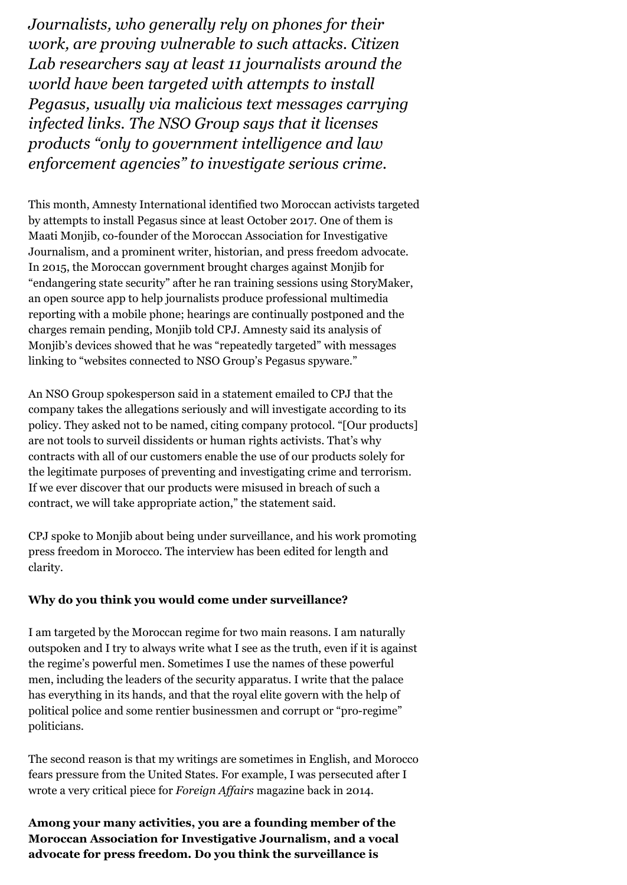*Journalists, who generally rely on phones for their work, are proving vulnerable to such attacks. Citizen Lab researchers say at least 11 journalists around the world have been targeted with attempts to install Pegasus, usually via malicious text messages carrying infected links. The NSO Group says that it licenses products "only to government intelligence and law enforcement agencies" to investigate serious crime.*

This month, Amnesty International identified two Moroccan activists targeted by attempts to install Pegasus since at least October 2017. One of them is Maati Monjib, co-founder of the Moroccan Association for Investigative Journalism, and a prominent writer, historian, and press freedom advocate. In 2015, the Moroccan government brought charges against Monjib for "endangering state security" after he ran training sessions using StoryMaker, an open source app to help journalists produce professional multimedia reporting with a mobile phone; hearings are continually postponed and the charges remain pending, Monjib told CPJ. Amnesty said its analysis of Monjib's devices showed that he was "repeatedly targeted" with messages linking to "websites connected to NSO Group's Pegasus spyware."

An NSO Group spokesperson said in a statement emailed to CPJ that the company takes the allegations seriously and will investigate according to its policy. They asked not to be named, citing company protocol. "[Our products] are not tools to surveil dissidents or human rights activists. That's why contracts with all of our customers enable the use of our products solely for the legitimate purposes of preventing and investigating crime and terrorism. If we ever discover that our products were misused in breach of such a contract, we will take appropriate action," the statement said.

CPJ spoke to Monjib about being under surveillance, and his work promoting press freedom in Morocco. The interview has been edited for length and clarity.

**Why do you think you would come under surveillance?**

I am targeted by the Moroccan regime for two main reasons. I am naturally outspoken and I try to always write what I see as the truth, even if it is against the regime's powerful men. Sometimes I use the names of these powerful men, including the leaders of the security apparatus. I write that the palace has everything in its hands, and that the royal elite govern with the help of political police and some rentier businessmen and corrupt or "pro-regime" politicians.

The second reason is that my writings are sometimes in English, and Morocco fears pressure from the United States. For example, I was persecuted after I wrote a very critical piece for *Foreign Affairs* magazine back in 2014.

**Among your many activities, you are a founding member of the Moroccan Association for Investigative Journalism, and a vocal advocate for press freedom. Do you think the surveillance is**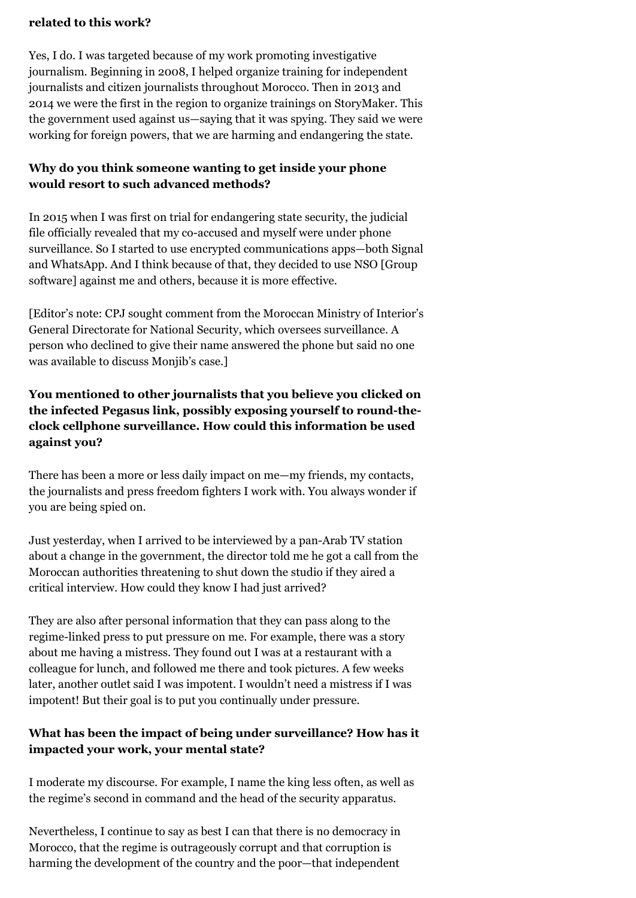**related to this work?**

Yes, I do. I was targeted because of my work promoting investigative journalism. Beginning in 2008, I helped organize training for independent journalists and citizen journalists throughout Morocco. Then in 2013 and 2014 we were the first in the region to organize trainings on StoryMaker. This the government used against us—saying that it was spying. They said we were working for foreign powers, that we are harming and endangering the state.

**Why do you think someone wanting to get inside your phone would resort to such advanced methods?**

In 2015 when I was first on trial for endangering state security, the judicial file officially revealed that my co-accused and myself were under phone surveillance. So I started to use encrypted communications apps—both Signal and WhatsApp. And I think because of that, they decided to use NSO [Group software] against me and others, because it is more effective.

[Editor's note: CPJ sought comment from the Moroccan Ministry of Interior's General Directorate for National Security, which oversees surveillance. A person who declined to give their name answered the phone but said no one was available to discuss Monjib's case.]

**You mentioned to other journalists that you believe you clicked on the infected Pegasus link, possibly exposing yourself to round-the-clock cellphone surveillance. How could this information be used against you?**

There has been a more or less daily impact on me—my friends, my contacts, the journalists and press freedom fighters I work with. You always wonder if you are being spied on.

Just yesterday, when I arrived to be interviewed by a pan-Arab TV station about a change in the government, the director told me he got a call from the Moroccan authorities threatening to shut down the studio if they aired a critical interview. How could they know I had just arrived?

They are also after personal information that they can pass along to the regime-linked press to put pressure on me. For example, there was a story about me having a mistress. They found out I was at a restaurant with a colleague for lunch, and followed me there and took pictures. A few weeks later, another outlet said I was impotent. I wouldn't need a mistress if I was impotent! But their goal is to put you continually under pressure.

**What has been the impact of being under surveillance? How has it impacted your work, your mental state?**

I moderate my discourse. For example, I name the king less often, as well as the regime's second in command and the head of the security apparatus.

Nevertheless, I continue to say as best I can that there is no democracy in Morocco, that the regime is outrageously corrupt and that corruption is harming the development of the country and the poor—that independent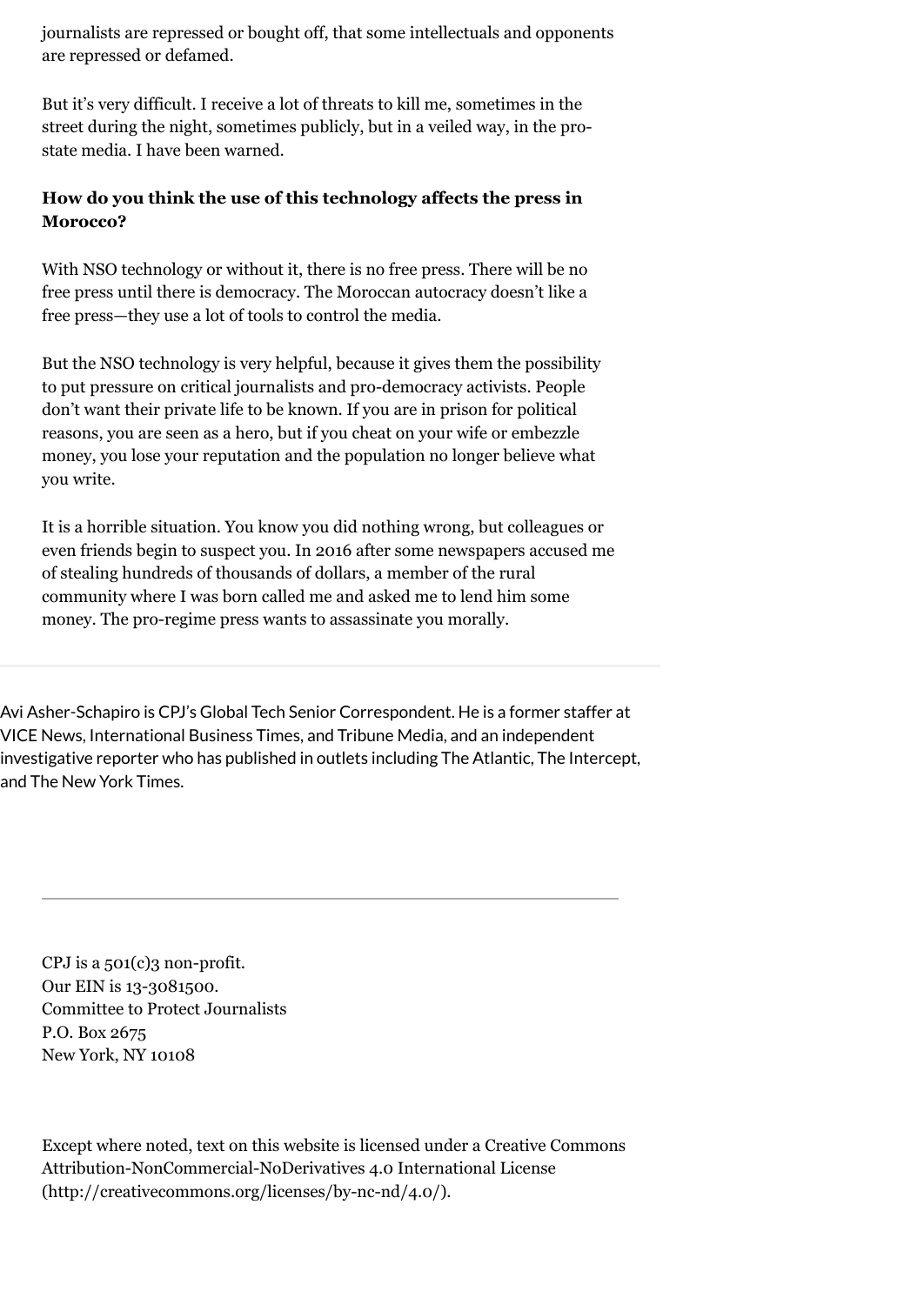journalists are repressed or bought off, that some intellectuals and opponents are repressed or defamed.

But it's very difficult. I receive a lot of threats to kill me, sometimes in the street during the night, sometimes publicly, but in a veiled way, in the pro-state media. I have been warned.

**How do you think the use of this technology affects the press in Morocco?**

With NSO technology or without it, there is no free press. There will be no free press until there is democracy. The Moroccan autocracy doesn't like a free press—they use a lot of tools to control the media.

But the NSO technology is very helpful, because it gives them the possibility to put pressure on critical journalists and pro-democracy activists. People don't want their private life to be known. If you are in prison for political reasons, you are seen as a hero, but if you cheat on your wife or embezzle money, you lose your reputation and the population no longer believe what you write.

It is a horrible situation. You know you did nothing wrong, but colleagues or even friends begin to suspect you. In 2016 after some newspapers accused me of stealing hundreds of thousands of dollars, a member of the rural community where I was born called me and asked me to lend him some money. The pro-regime press wants to assassinate you morally.

---

Avi Asher-Schapiro is CPJ's Global Tech Senior Correspondent. He is a former staffer at VICE News, International Business Times, and Tribune Media, and an independent investigative reporter who has published in outlets including The Atlantic, The Intercept, and The New York Times.

---

CPJ is a 501(c)3 non-profit.
Our EIN is 13-3081500.
Committee to Protect Journalists
P.O. Box 2675
New York, NY 10108

Except where noted, text on this website is licensed under a Creative Commons Attribution-NonCommercial-NoDerivatives 4.0 International License (http://creativecommons.org/licenses/by-nc-nd/4.0/).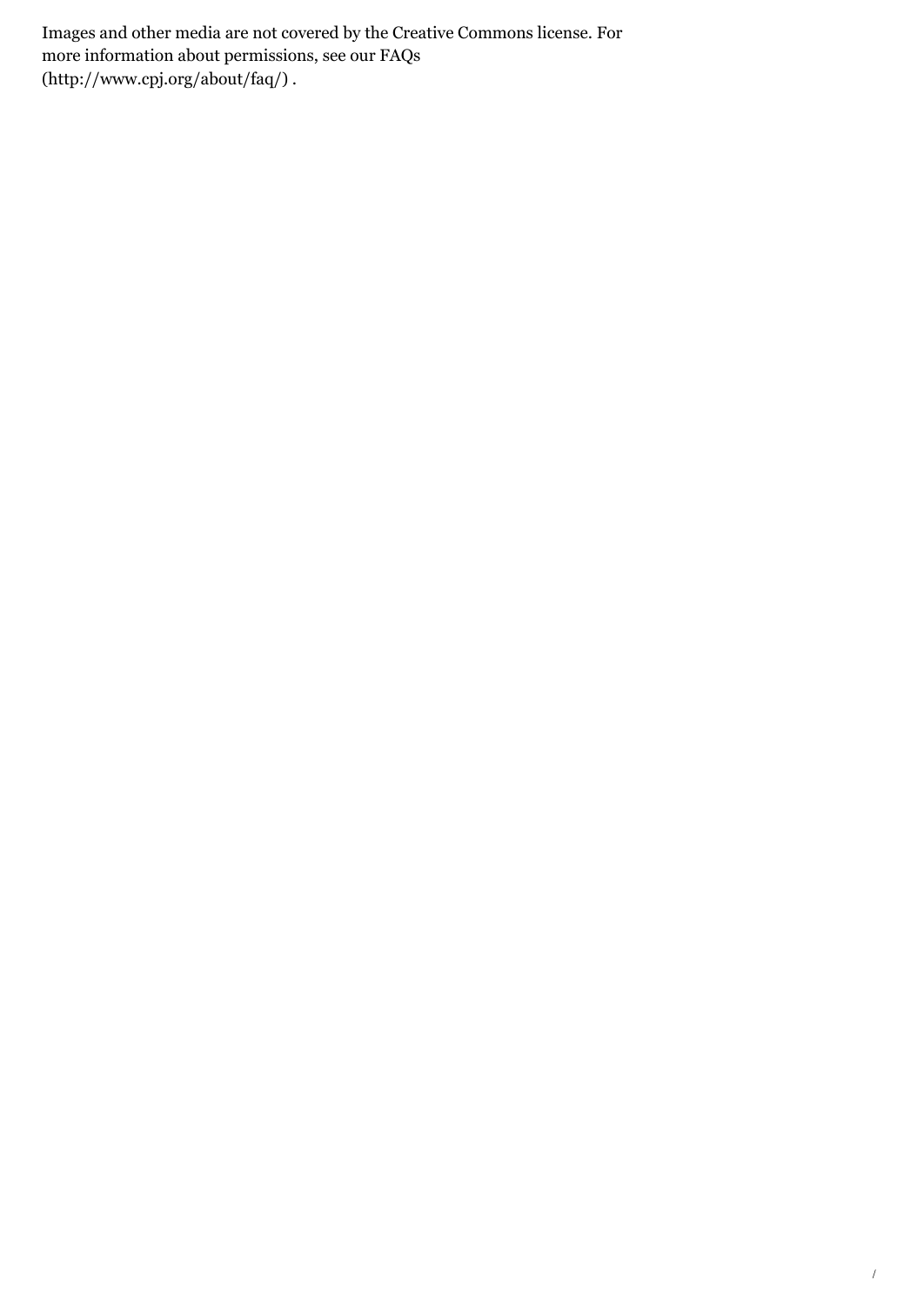Images and other media are not covered by the Creative Commons license. For more information about permissions, see our FAQs (http://www.cpj.org/about/faq/) .